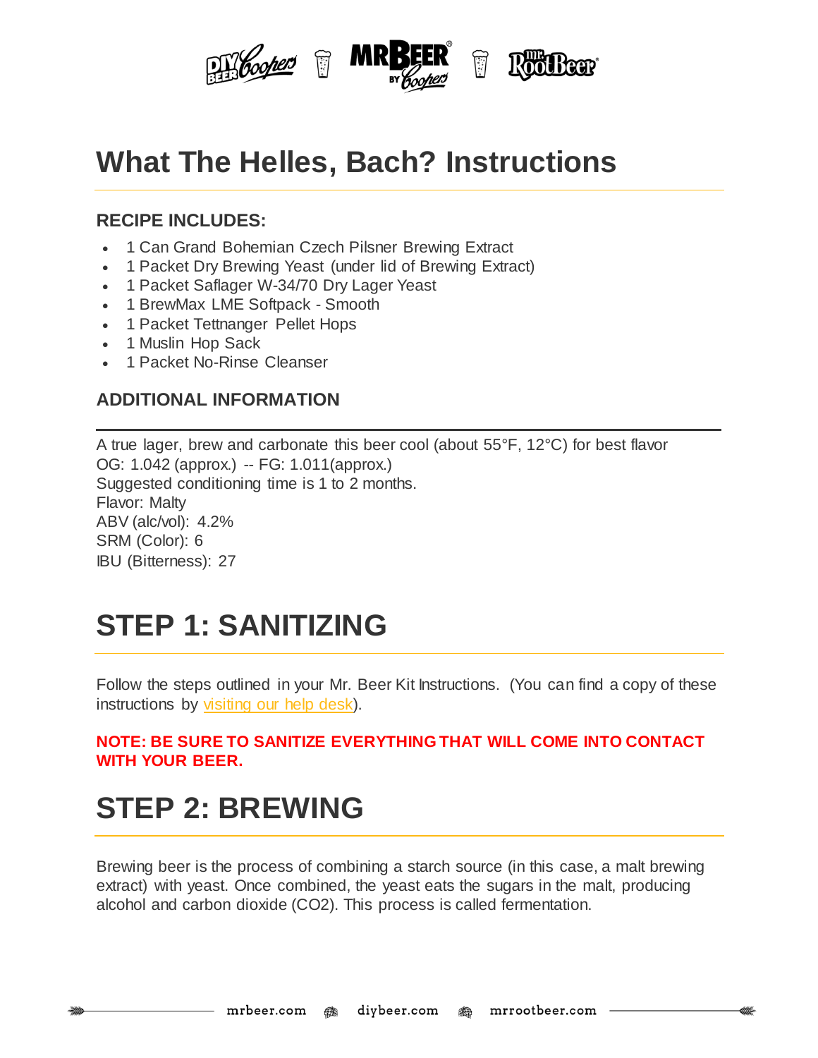# What The Helles, Bach? Instructions

### RECIPE INCLUDES:

- 1 Can Grand Bohemian Czech Pilsner Brewing Extract
- 1 Packet Dry Brewing Yeast (under lid of Brewing Extract)
- 1 Packet Saflager W-34/70 Dry Lager Yeast
- 1 BrewMax LME Softpack - Smooth
- 1 Packet Tettnanger Pellet Hops
- 1 Muslin Hop Sack
- 1 Packet No-Rinse Cleanser

### ADDITIONAL INFORMATION

A true lager, brew and carbonate this beer cool (about 55°F, 12°C) for best flavor
OG: 1.042 (approx.) -- FG: 1.011(approx.)
Suggested conditioning time is 1 to 2 months.
Flavor: Malty
ABV (alc/vol): 4.2%
SRM (Color): 6
IBU (Bitterness): 27

# STEP 1: SANITIZING

Follow the steps outlined in your Mr. Beer Kit Instructions. (You can find a copy of these instructions by visiting our help desk).

**NOTE: BE SURE TO SANITIZE EVERYTHING THAT WILL COME INTO CONTACT WITH YOUR BEER.**

# STEP 2: BREWING

Brewing beer is the process of combining a starch source (in this case, a malt brewing extract) with yeast. Once combined, the yeast eats the sugars in the malt, producing alcohol and carbon dioxide ($CO_2$). This process is called fermentation.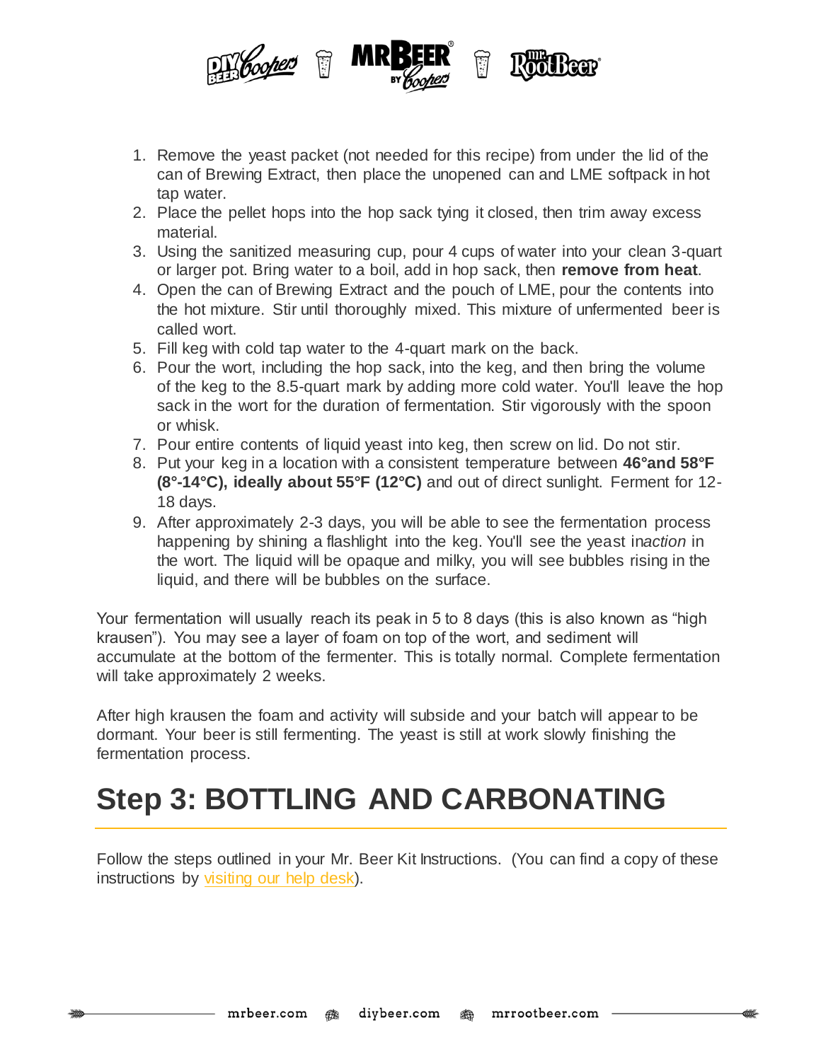1. Remove the yeast packet (not needed for this recipe) from under the lid of the can of Brewing Extract, then place the unopened can and LME softpack in hot tap water.
2. Place the pellet hops into the hop sack tying it closed, then trim away excess material.
3. Using the sanitized measuring cup, pour 4 cups of water into your clean 3-quart or larger pot. Bring water to a boil, add in hop sack, then **remove from heat**.
4. Open the can of Brewing Extract and the pouch of LME, pour the contents into the hot mixture. Stir until thoroughly mixed. This mixture of unfermented beer is called wort.
5. Fill keg with cold tap water to the 4-quart mark on the back.
6. Pour the wort, including the hop sack, into the keg, and then bring the volume of the keg to the 8.5-quart mark by adding more cold water. You'll leave the hop sack in the wort for the duration of fermentation. Stir vigorously with the spoon or whisk.
7. Pour entire contents of liquid yeast into keg, then screw on lid. Do not stir.
8. Put your keg in a location with a consistent temperature between **46°and 58°F (8°-14°C), ideally about 55°F (12°C)** and out of direct sunlight. Ferment for 12-18 days.
9. After approximately 2-3 days, you will be able to see the fermentation process happening by shining a flashlight into the keg. You'll see the yeast in*action* in the wort. The liquid will be opaque and milky, you will see bubbles rising in the liquid, and there will be bubbles on the surface.

Your fermentation will usually reach its peak in 5 to 8 days (this is also known as "high krausen"). You may see a layer of foam on top of the wort, and sediment will accumulate at the bottom of the fermenter. This is totally normal. Complete fermentation will take approximately 2 weeks.

After high krausen the foam and activity will subside and your batch will appear to be dormant. Your beer is still fermenting. The yeast is still at work slowly finishing the fermentation process.

# Step 3: BOTTLING AND CARBONATING

Follow the steps outlined in your Mr. Beer Kit Instructions. (You can find a copy of these instructions by visiting our help desk).